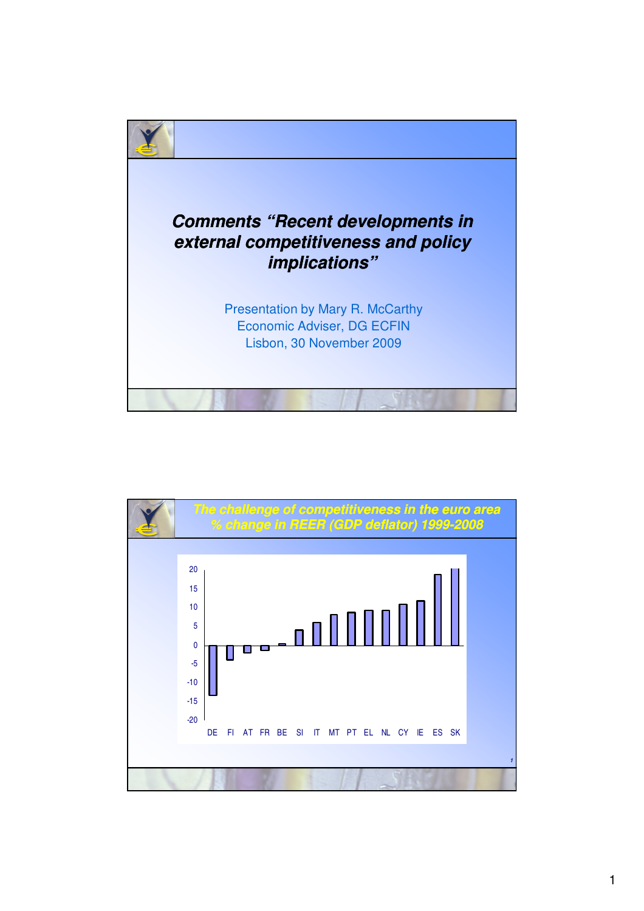# Comments "Recent developments in external competitiveness and policy implications"

Presentation by Mary R. McCarthy
Economic Adviser, DG ECFIN
Lisbon, 30 November 2009

---

## The challenge of competitiveness in the euro area
## % change in REER (GDP deflator) 1999-2008

20
15
10
5
0
-5
-10
-15
-20

DE FI AT FR BE SI IT MT PT EL NL CY IE ES SK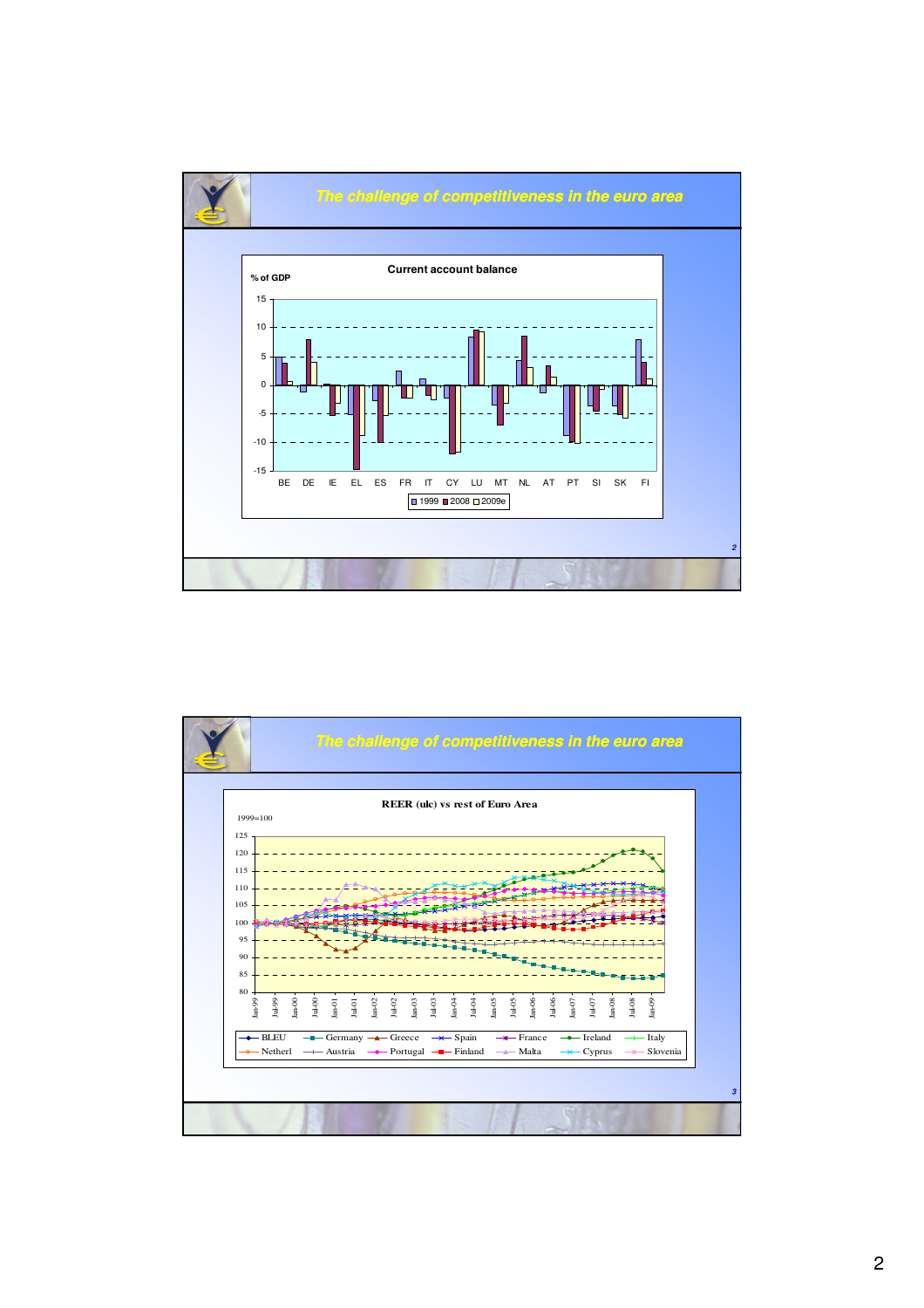## The challenge of competitiveness in the euro area

**Current account balance**

% of GDP

BE DE IE EL ES FR IT CY LU MT NL AT PT SI SK FI

1999 / 2008 / 2009e

## The challenge of competitiveness in the euro area

**REER (ulc) vs rest of Euro Area**

1999=100

BLEU, Germany, Greece, Spain, France, Ireland, Italy, Netherl, Austria, Portugal, Finland, Malta, Cyprus, Slovenia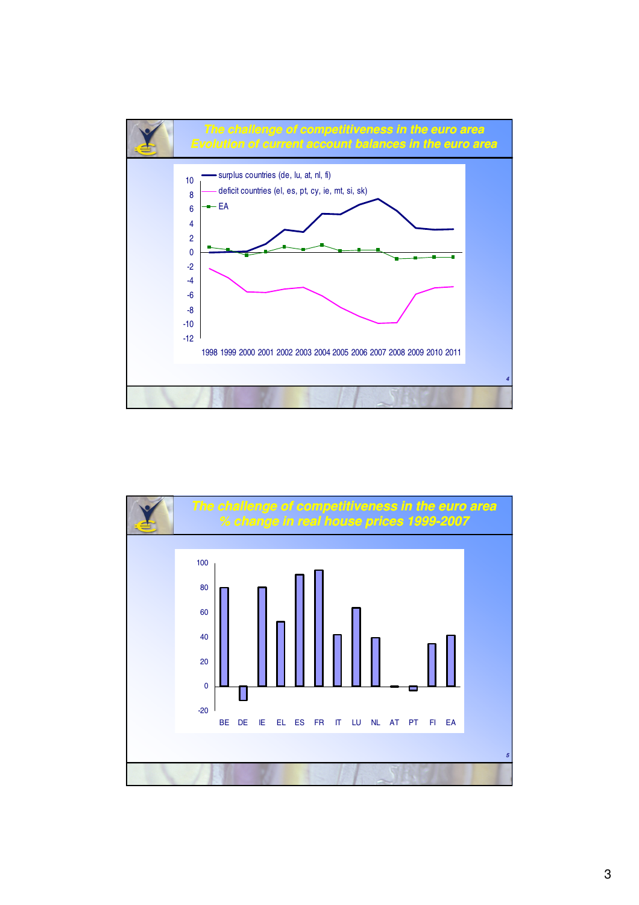## The challenge of competitiveness in the euro area
## Evolution of current account balances in the euro area

- surplus countries (de, lu, at, nl, fi)
- deficit countries (el, es, pt, cy, ie, mt, si, sk)
- EA

Y-axis: 10, 8, 6, 4, 2, 0, -2, -4, -6, -8, -10, -12

X-axis: 1998 1999 2000 2001 2002 2003 2004 2005 2006 2007 2008 2009 2010 2011

## The challenge of competitiveness in the euro area
## % change in real house prices 1999-2007

Y-axis: 100, 80, 60, 40, 20, 0, -20

X-axis: BE DE IE EL ES FR IT LU NL AT PT FI EA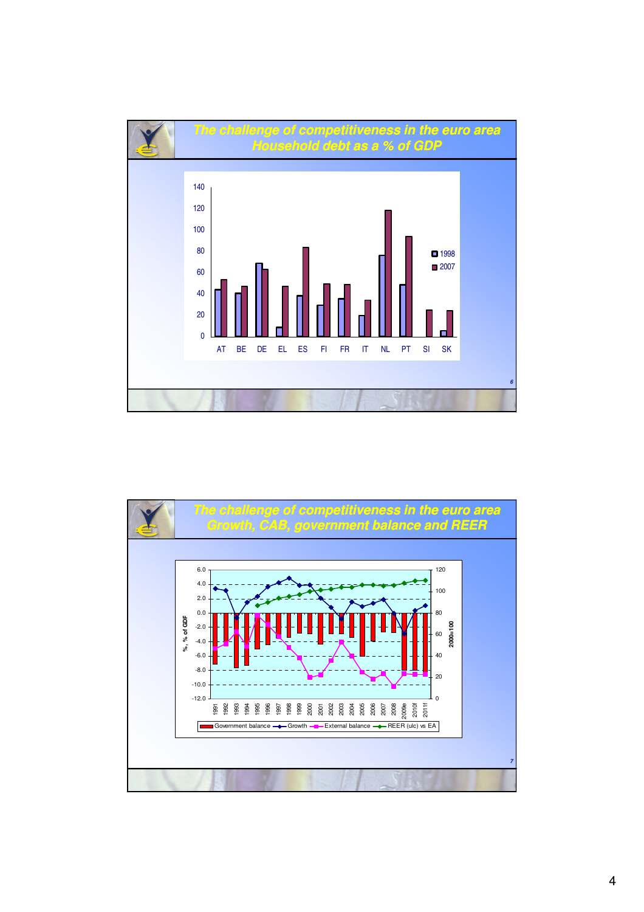# The challenge of competitiveness in the euro area
## Household debt as a % of GDP

| Country | 1998 | 2007 |
|---|---|---|
| AT | 44 | 53 |
| BE | 41 | 47 |
| DE | 69 | 63 |
| EL | 9 | 47 |
| ES | 39 | 84 |
| FI | 30 | 49 |
| FR | 36 | 49 |
| IT | 20 | 34 |
| NL | 76 | 119 |
| PT | 49 | 94 |
| SI | | 25 |
| SK | 6 | 24 |

# The challenge of competitiveness in the euro area
## Growth, CAB, government balance and REER

Left axis: %, % of GDP (-12.0 to 6.0); Right axis: 2000=100 (0 to 120)

Years: 1991, 1992, 1993, 1994, 1995, 1996, 1997, 1998, 1999, 2000, 2001, 2002, 2003, 2004, 2005, 2006, 2007, 2008, 2009e, 2010f, 2011f

Legend: Government balance; Growth; External balance; REER (ulc) vs EA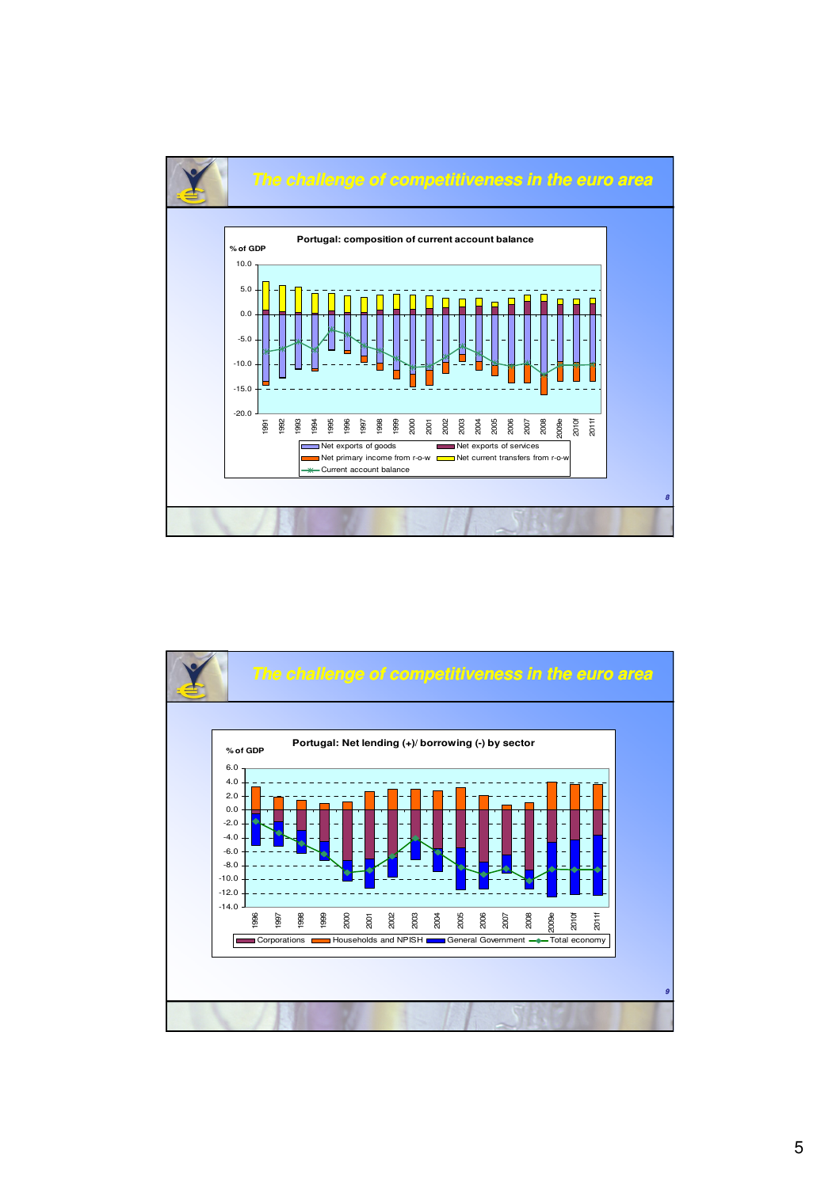## The challenge of competitiveness in the euro area

Portugal: composition of current account balance

% of GDP

10.0
5.0
0.0
-5.0
-10.0
-15.0
-20.0

1991
1992
1993
1994
1995
1996
1997
1998
1999
2000
2001
2002
2003
2004
2005
2006
2007
2008
2009e
2010f
2011f

Net exports of goods
Net exports of services
Net primary income from r-o-w
Net current transfers from r-o-w
Current account balance

## The challenge of competitiveness in the euro area

Portugal: Net lending (+)/ borrowing (-) by sector

% of GDP

6.0
4.0
2.0
0.0
-2.0
-4.0
-6.0
-8.0
-10.0
-12.0
-14.0

1996
1997
1998
1999
2000
2001
2002
2003
2004
2005
2006
2007
2008
2009e
2010f
2011f

Corporations
Households and NPISH
General Government
Total economy